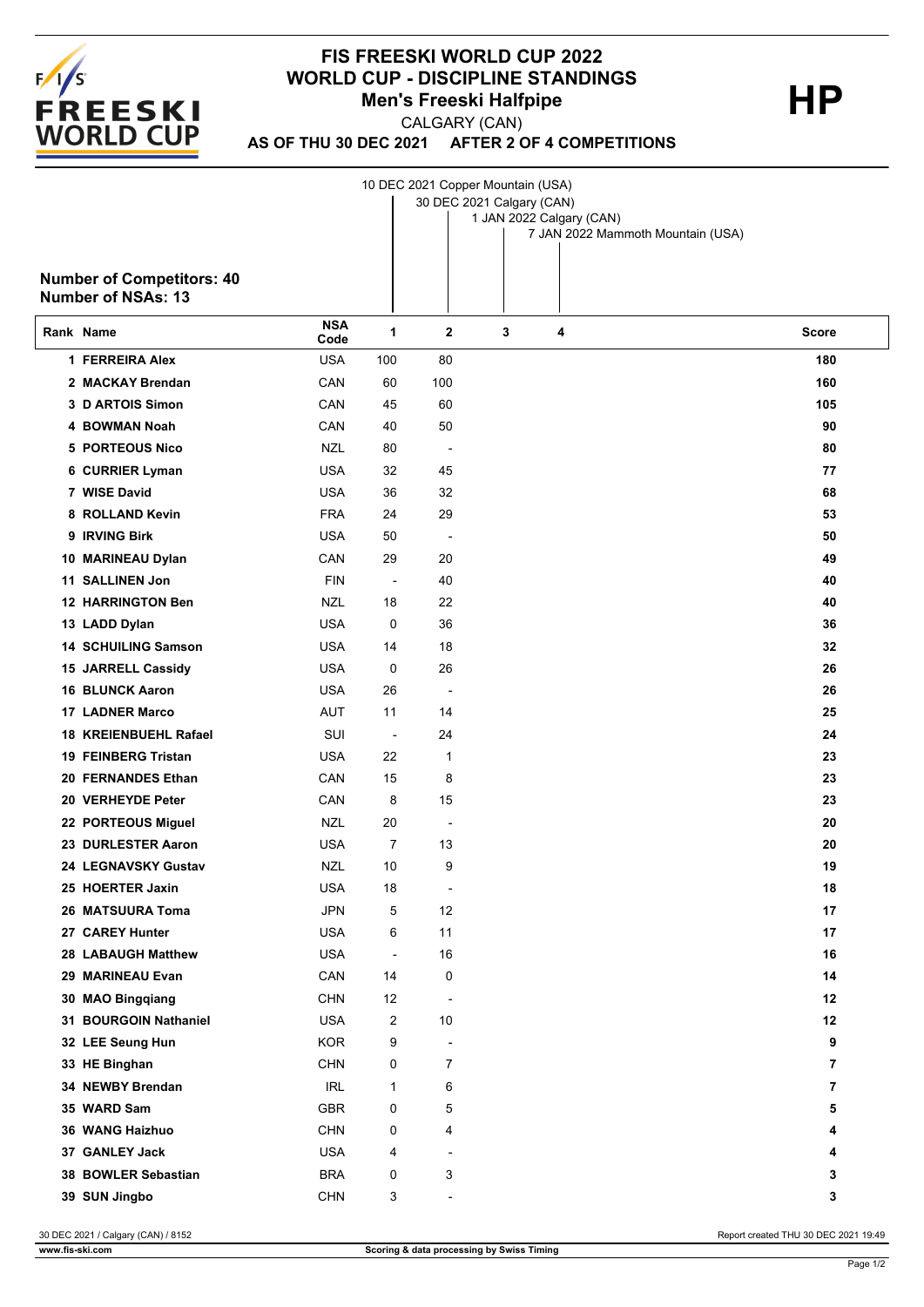# FIS FREESKI WORLD CUP 2022

## WORLD CUP - DISCIPLINE STANDINGS

### Men's Freeski Halfpipe

**HP**

CALGARY (CAN)

**AS OF THU 30 DEC 2021 AFTER 2 OF 4 COMPETITIONS**

1. 10 DEC 2021 Copper Mountain (USA)
2. 30 DEC 2021 Calgary (CAN)
3. 1 JAN 2022 Calgary (CAN)
4. 7 JAN 2022 Mammoth Mountain (USA)

**Number of Competitors: 40**
**Number of NSAs: 13**

| Rank | Name | NSA Code | 1 | 2 | 3 | 4 | Score |
|---|---|---|---|---|---|---|---|
| 1 | FERREIRA Alex | USA | 100 | 80 | | | 180 |
| 2 | MACKAY Brendan | CAN | 60 | 100 | | | 160 |
| 3 | D ARTOIS Simon | CAN | 45 | 60 | | | 105 |
| 4 | BOWMAN Noah | CAN | 40 | 50 | | | 90 |
| 5 | PORTEOUS Nico | NZL | 80 | - | | | 80 |
| 6 | CURRIER Lyman | USA | 32 | 45 | | | 77 |
| 7 | WISE David | USA | 36 | 32 | | | 68 |
| 8 | ROLLAND Kevin | FRA | 24 | 29 | | | 53 |
| 9 | IRVING Birk | USA | 50 | - | | | 50 |
| 10 | MARINEAU Dylan | CAN | 29 | 20 | | | 49 |
| 11 | SALLINEN Jon | FIN | - | 40 | | | 40 |
| 12 | HARRINGTON Ben | NZL | 18 | 22 | | | 40 |
| 13 | LADD Dylan | USA | 0 | 36 | | | 36 |
| 14 | SCHUILING Samson | USA | 14 | 18 | | | 32 |
| 15 | JARRELL Cassidy | USA | 0 | 26 | | | 26 |
| 16 | BLUNCK Aaron | USA | 26 | - | | | 26 |
| 17 | LADNER Marco | AUT | 11 | 14 | | | 25 |
| 18 | KREIENBUEHL Rafael | SUI | - | 24 | | | 24 |
| 19 | FEINBERG Tristan | USA | 22 | 1 | | | 23 |
| 20 | FERNANDES Ethan | CAN | 15 | 8 | | | 23 |
| 20 | VERHEYDE Peter | CAN | 8 | 15 | | | 23 |
| 22 | PORTEOUS Miguel | NZL | 20 | - | | | 20 |
| 23 | DURLESTER Aaron | USA | 7 | 13 | | | 20 |
| 24 | LEGNAVSKY Gustav | NZL | 10 | 9 | | | 19 |
| 25 | HOERTER Jaxin | USA | 18 | - | | | 18 |
| 26 | MATSUURA Toma | JPN | 5 | 12 | | | 17 |
| 27 | CAREY Hunter | USA | 6 | 11 | | | 17 |
| 28 | LABAUGH Matthew | USA | - | 16 | | | 16 |
| 29 | MARINEAU Evan | CAN | 14 | 0 | | | 14 |
| 30 | MAO Bingqiang | CHN | 12 | - | | | 12 |
| 31 | BOURGOIN Nathaniel | USA | 2 | 10 | | | 12 |
| 32 | LEE Seung Hun | KOR | 9 | - | | | 9 |
| 33 | HE Binghan | CHN | 0 | 7 | | | 7 |
| 34 | NEWBY Brendan | IRL | 1 | 6 | | | 7 |
| 35 | WARD Sam | GBR | 0 | 5 | | | 5 |
| 36 | WANG Haizhuo | CHN | 0 | 4 | | | 4 |
| 37 | GANLEY Jack | USA | 4 | - | | | 4 |
| 38 | BOWLER Sebastian | BRA | 0 | 3 | | | 3 |
| 39 | SUN Jingbo | CHN | 3 | - | | | 3 |

30 DEC 2021 / Calgary (CAN) / 8152 — Report created THU 30 DEC 2021 19:49

www.fis-ski.com — Scoring & data processing by Swiss Timing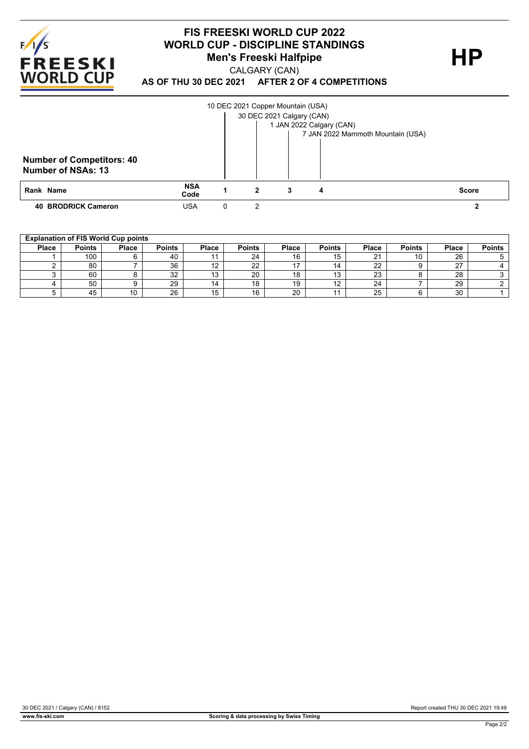# FIS FREESKI WORLD CUP 2022
## WORLD CUP - DISCIPLINE STANDINGS
### Men's Freeski Halfpipe

**HP**

CALGARY (CAN)

**AS OF THU 30 DEC 2021 AFTER 2 OF 4 COMPETITIONS**

1. 10 DEC 2021 Copper Mountain (USA)
2. 30 DEC 2021 Calgary (CAN)
3. 1 JAN 2022 Calgary (CAN)
4. 7 JAN 2022 Mammoth Mountain (USA)

**Number of Competitors: 40**
**Number of NSAs: 13**

| Rank | Name | NSA Code | 1 | 2 | 3 | 4 | Score |
|---|---|---|---|---|---|---|---|
| 40 | BRODRICK Cameron | USA | 0 | 2 | | | 2 |

**Explanation of FIS World Cup points**

| Place | Points | Place | Points | Place | Points | Place | Points | Place | Points | Place | Points |
|---|---|---|---|---|---|---|---|---|---|---|---|
| 1 | 100 | 6 | 40 | 11 | 24 | 16 | 15 | 21 | 10 | 26 | 5 |
| 2 | 80 | 7 | 36 | 12 | 22 | 17 | 14 | 22 | 9 | 27 | 4 |
| 3 | 60 | 8 | 32 | 13 | 20 | 18 | 13 | 23 | 8 | 28 | 3 |
| 4 | 50 | 9 | 29 | 14 | 18 | 19 | 12 | 24 | 7 | 29 | 2 |
| 5 | 45 | 10 | 26 | 15 | 16 | 20 | 11 | 25 | 6 | 30 | 1 |

30 DEC 2021 / Calgary (CAN) / 8152

Report created THU 30 DEC 2021 19:49

www.fis-ski.com

Scoring & data processing by Swiss Timing